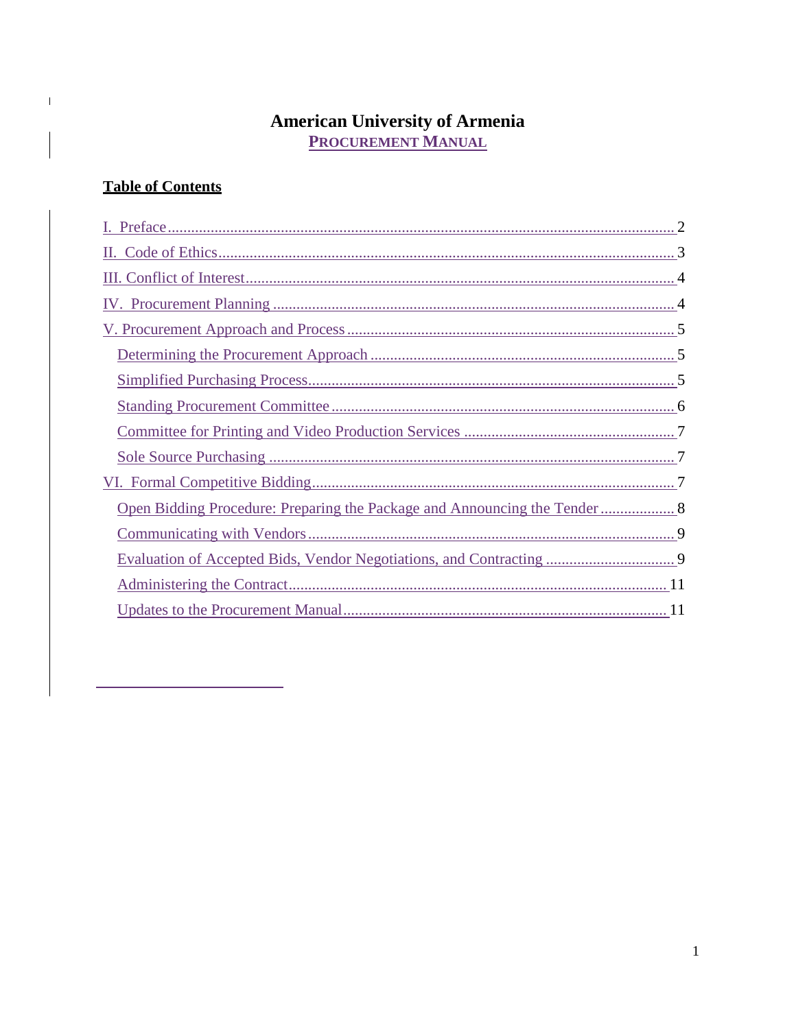# American University of Armenia

## PROCUREMENT MANUAL

**Table of Contents**

I. Preface .......... 2

II. Code of Ethics .......... 3

III. Conflict of Interest .......... 4

IV. Procurement Planning .......... 4

V. Procurement Approach and Process .......... 5

- Determining the Procurement Approach .......... 5
- Simplified Purchasing Process .......... 5
- Standing Procurement Committee .......... 6
- Committee for Printing and Video Production Services .......... 7
- Sole Source Purchasing .......... 7

VI. Formal Competitive Bidding .......... 7

- Open Bidding Procedure: Preparing the Package and Announcing the Tender .......... 8
- Communicating with Vendors .......... 9
- Evaluation of Accepted Bids, Vendor Negotiations, and Contracting .......... 9
- Administering the Contract .......... 11
- Updates to the Procurement Manual .......... 11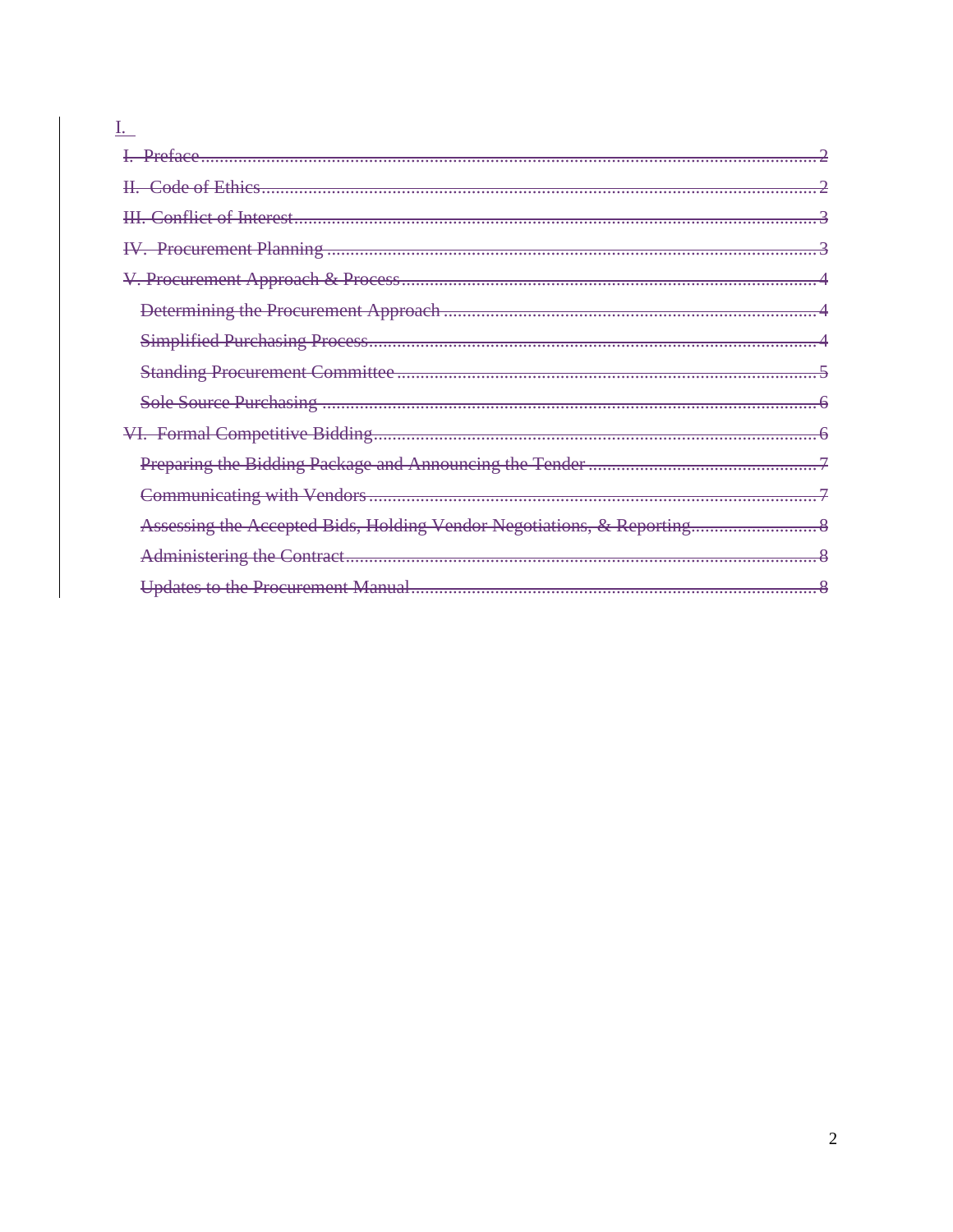I.

~~I. Preface ........................................................................................................................ 2~~

~~II. Code of Ethics ................................................................................................................ 2~~

~~III. Conflict of Interest ........................................................................................................ 3~~

~~IV. Procurement Planning .................................................................................................. 3~~

~~V. Procurement Approach & Process ................................................................................ 4~~

~~Determining the Procurement Approach ......................................................................... 4~~

~~Simplified Purchasing Process ......................................................................................... 4~~

~~Standing Procurement Committee ................................................................................... 5~~

~~Sole Source Purchasing ................................................................................................... 6~~

~~VI. Formal Competitive Bidding ........................................................................................ 6~~

~~Preparing the Bidding Package and Announcing the Tender ........................................... 7~~

~~Communicating with Vendors ......................................................................................... 7~~

~~Assessing the Accepted Bids, Holding Vendor Negotiations, & Reporting ...................... 8~~

~~Administering the Contract .............................................................................................. 8~~

~~Updates to the Procurement Manual ................................................................................ 8~~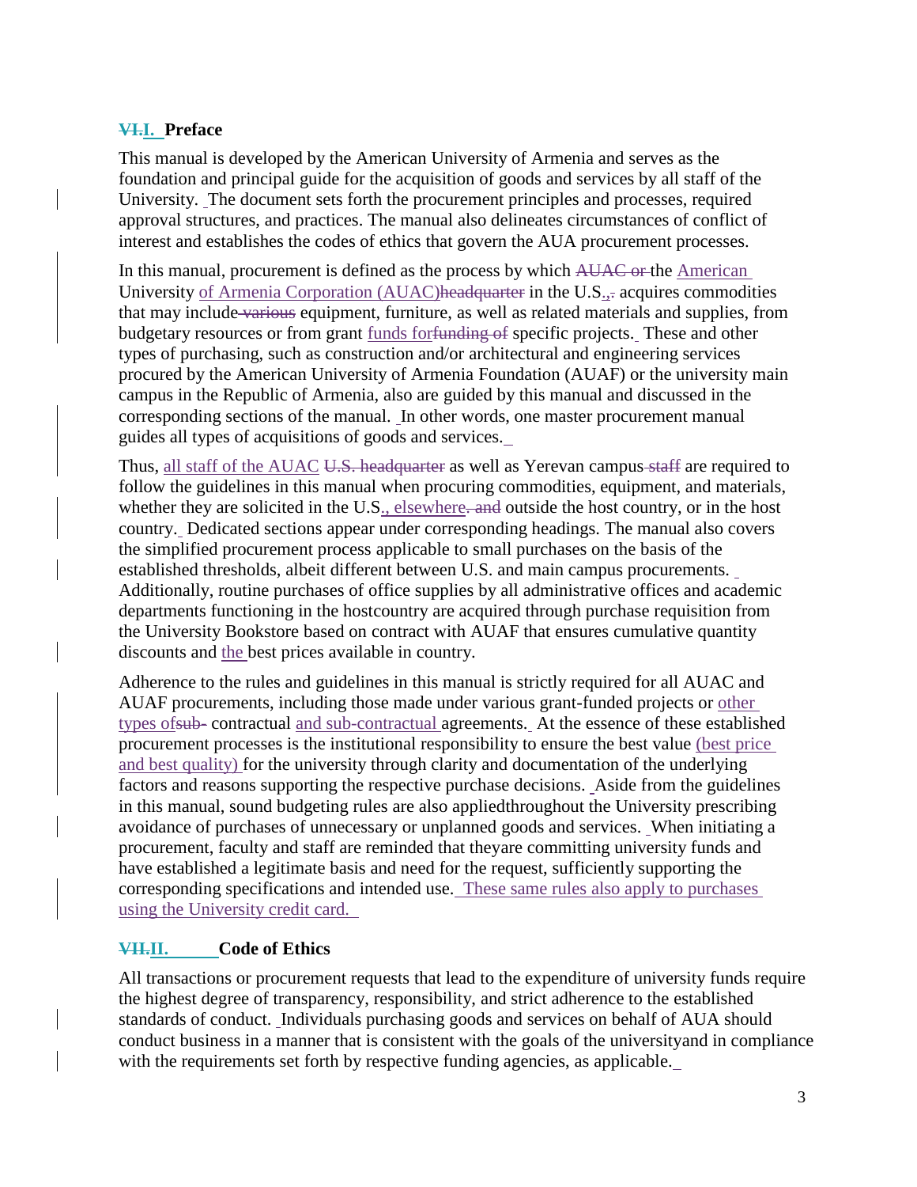## I. Preface

This manual is developed by the American University of Armenia and serves as the foundation and principal guide for the acquisition of goods and services by all staff of the University. The document sets forth the procurement principles and processes, required approval structures, and practices. The manual also delineates circumstances of conflict of interest and establishes the codes of ethics that govern the AUA procurement processes.

In this manual, procurement is defined as the process by which the American University of Armenia Corporation (AUAC) in the U.S., acquires commodities that may include equipment, furniture, as well as related materials and supplies, from budgetary resources or from grant funds for specific projects. These and other types of purchasing, such as construction and/or architectural and engineering services procured by the American University of Armenia Foundation (AUAF) or the university main campus in the Republic of Armenia, also are guided by this manual and discussed in the corresponding sections of the manual. In other words, one master procurement manual guides all types of acquisitions of goods and services.

Thus, all staff of the AUAC as well as Yerevan campus are required to follow the guidelines in this manual when procuring commodities, equipment, and materials, whether they are solicited in the U.S., elsewhere outside the host country, or in the host country. Dedicated sections appear under corresponding headings. The manual also covers the simplified procurement process applicable to small purchases on the basis of the established thresholds, albeit different between U.S. and main campus procurements. Additionally, routine purchases of office supplies by all administrative offices and academic departments functioning in the hostcountry are acquired through purchase requisition from the University Bookstore based on contract with AUAF that ensures cumulative quantity discounts and the best prices available in country.

Adherence to the rules and guidelines in this manual is strictly required for all AUAC and AUAF procurements, including those made under various grant-funded projects or other types of contractual and sub-contractual agreements. At the essence of these established procurement processes is the institutional responsibility to ensure the best value (best price and best quality) for the university through clarity and documentation of the underlying factors and reasons supporting the respective purchase decisions. Aside from the guidelines in this manual, sound budgeting rules are also appliedthroughout the University prescribing avoidance of purchases of unnecessary or unplanned goods and services. When initiating a procurement, faculty and staff are reminded that theyare committing university funds and have established a legitimate basis and need for the request, sufficiently supporting the corresponding specifications and intended use. These same rules also apply to purchases using the University credit card.

## II. Code of Ethics

All transactions or procurement requests that lead to the expenditure of university funds require the highest degree of transparency, responsibility, and strict adherence to the established standards of conduct. Individuals purchasing goods and services on behalf of AUA should conduct business in a manner that is consistent with the goals of the universityand in compliance with the requirements set forth by respective funding agencies, as applicable.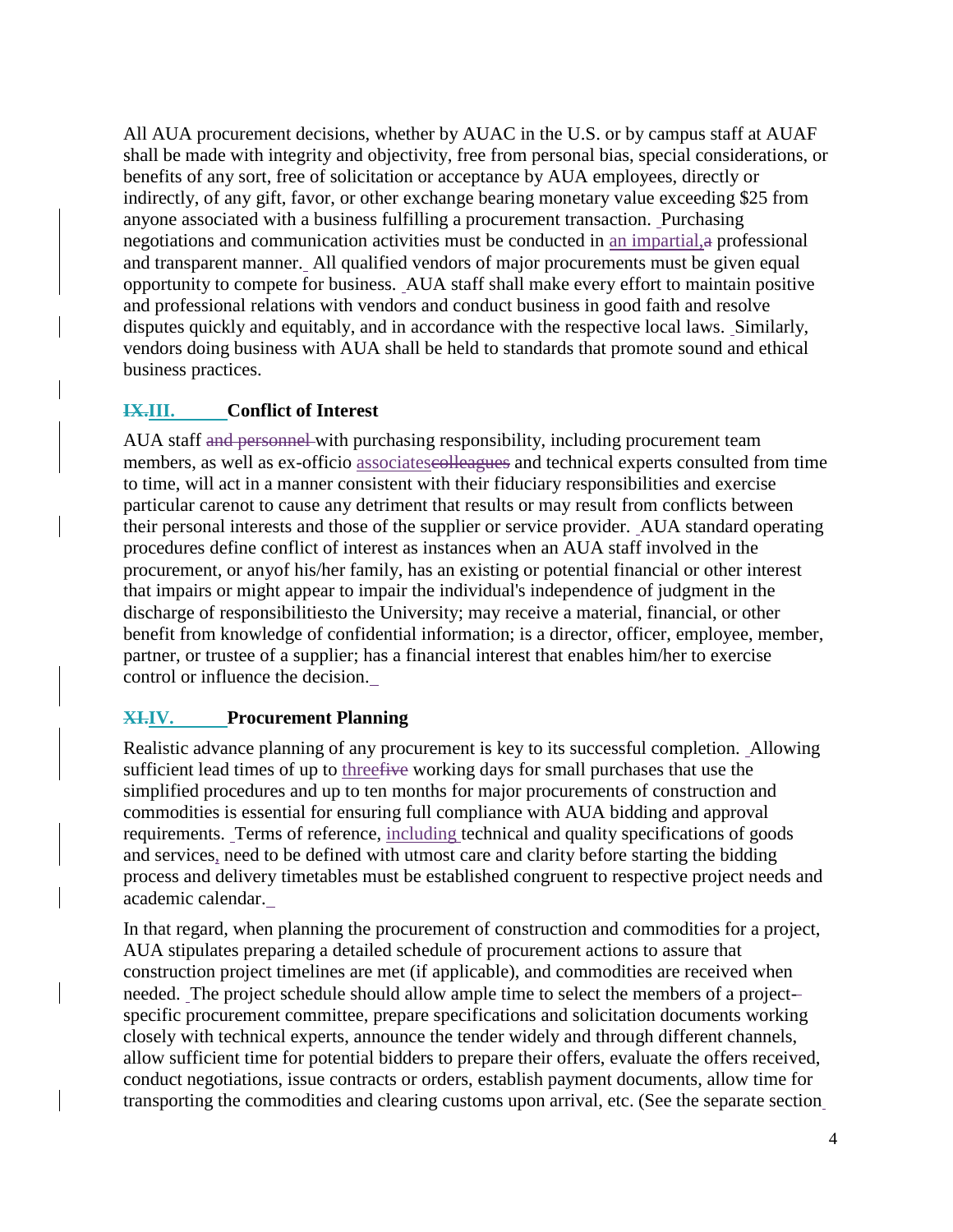All AUA procurement decisions, whether by AUAC in the U.S. or by campus staff at AUAF shall be made with integrity and objectivity, free from personal bias, special considerations, or benefits of any sort, free of solicitation or acceptance by AUA employees, directly or indirectly, of any gift, favor, or other exchange bearing monetary value exceeding $25 from anyone associated with a business fulfilling a procurement transaction. Purchasing negotiations and communication activities must be conducted in an impartial,~~a~~ professional and transparent manner. All qualified vendors of major procurements must be given equal opportunity to compete for business. AUA staff shall make every effort to maintain positive and professional relations with vendors and conduct business in good faith and resolve disputes quickly and equitably, and in accordance with the respective local laws. Similarly, vendors doing business with AUA shall be held to standards that promote sound and ethical business practices.

## ~~IX.~~III. Conflict of Interest

AUA staff ~~and personnel~~ with purchasing responsibility, including procurement team members, as well as ex-officio associates~~colleagues~~ and technical experts consulted from time to time, will act in a manner consistent with their fiduciary responsibilities and exercise particular carenot to cause any detriment that results or may result from conflicts between their personal interests and those of the supplier or service provider. AUA standard operating procedures define conflict of interest as instances when an AUA staff involved in the procurement, or anyof his/her family, has an existing or potential financial or other interest that impairs or might appear to impair the individual's independence of judgment in the discharge of responsibilitiesto the University; may receive a material, financial, or other benefit from knowledge of confidential information; is a director, officer, employee, member, partner, or trustee of a supplier; has a financial interest that enables him/her to exercise control or influence the decision.

## ~~XI.~~IV. Procurement Planning

Realistic advance planning of any procurement is key to its successful completion. Allowing sufficient lead times of up to three~~five~~ working days for small purchases that use the simplified procedures and up to ten months for major procurements of construction and commodities is essential for ensuring full compliance with AUA bidding and approval requirements. Terms of reference, including technical and quality specifications of goods and services, need to be defined with utmost care and clarity before starting the bidding process and delivery timetables must be established congruent to respective project needs and academic calendar.

In that regard, when planning the procurement of construction and commodities for a project, AUA stipulates preparing a detailed schedule of procurement actions to assure that construction project timelines are met (if applicable), and commodities are received when needed. The project schedule should allow ample time to select the members of a project-specific procurement committee, prepare specifications and solicitation documents working closely with technical experts, announce the tender widely and through different channels, allow sufficient time for potential bidders to prepare their offers, evaluate the offers received, conduct negotiations, issue contracts or orders, establish payment documents, allow time for transporting the commodities and clearing customs upon arrival, etc. (See the separate section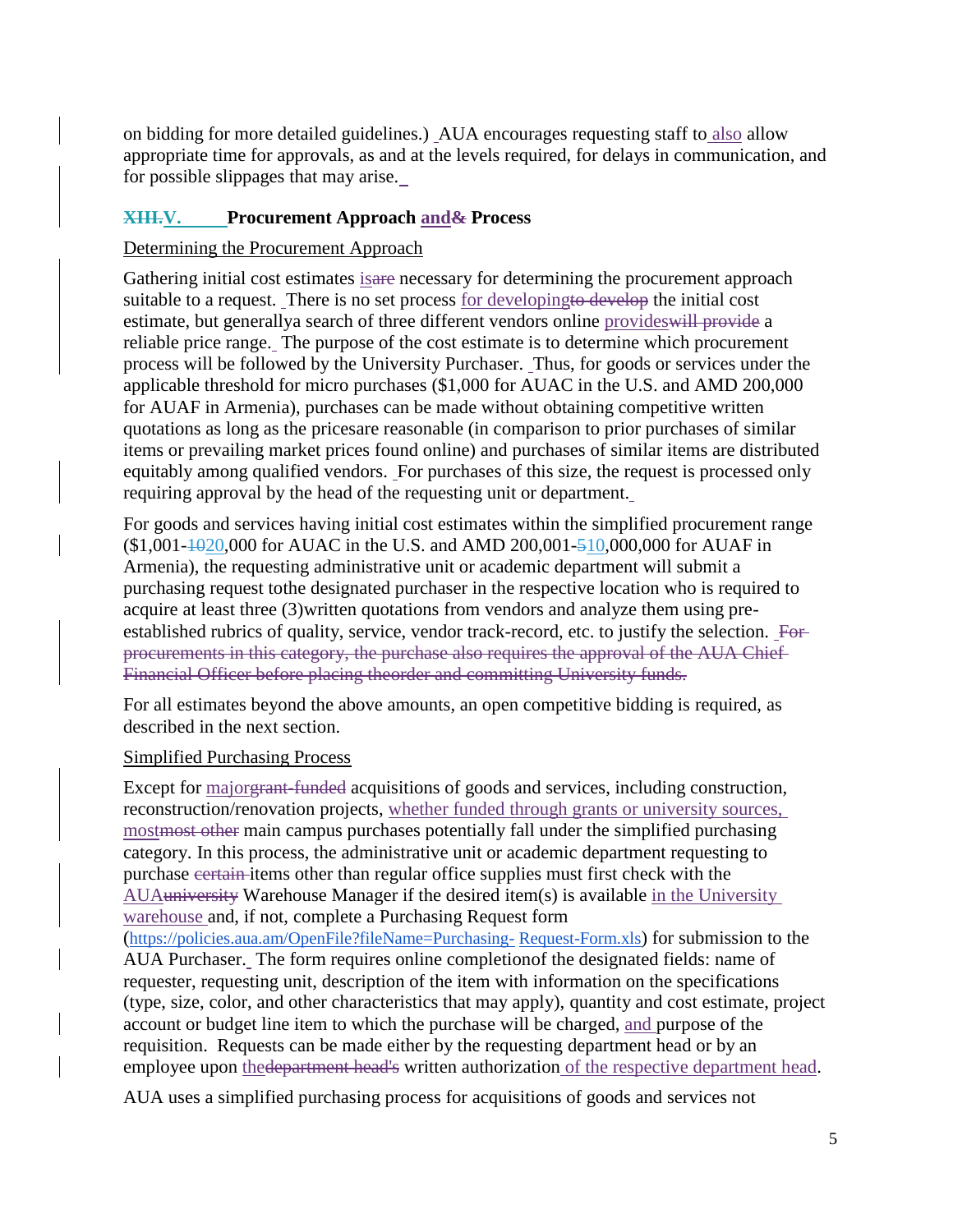on bidding for more detailed guidelines.) AUA encourages requesting staff to also allow appropriate time for approvals, as and at the levels required, for delays in communication, and for possible slippages that may arise.

## ~~XIII.~~V. Procurement Approach and~~&~~ Process

Determining the Procurement Approach

Gathering initial cost estimates is~~are~~ necessary for determining the procurement approach suitable to a request. There is no set process for developing~~to develop~~ the initial cost estimate, but generallya search of three different vendors online provides~~will provide~~ a reliable price range. The purpose of the cost estimate is to determine which procurement process will be followed by the University Purchaser. Thus, for goods or services under the applicable threshold for micro purchases ($1,000 for AUAC in the U.S. and AMD 200,000 for AUAF in Armenia), purchases can be made without obtaining competitive written quotations as long as the pricesare reasonable (in comparison to prior purchases of similar items or prevailing market prices found online) and purchases of similar items are distributed equitably among qualified vendors. For purchases of this size, the request is processed only requiring approval by the head of the requesting unit or department.

For goods and services having initial cost estimates within the simplified procurement range ($1,001-~~10~~20,000 for AUAC in the U.S. and AMD 200,001-~~5~~10,000,000 for AUAF in Armenia), the requesting administrative unit or academic department will submit a purchasing request tothe designated purchaser in the respective location who is required to acquire at least three (3)written quotations from vendors and analyze them using pre-established rubrics of quality, service, vendor track-record, etc. to justify the selection. ~~For procurements in this category, the purchase also requires the approval of the AUA Chief Financial Officer before placing theorder and committing University funds.~~

For all estimates beyond the above amounts, an open competitive bidding is required, as described in the next section.

Simplified Purchasing Process

Except for major~~grant-funded~~ acquisitions of goods and services, including construction, reconstruction/renovation projects, whether funded through grants or university sources, most~~most other~~ main campus purchases potentially fall under the simplified purchasing category. In this process, the administrative unit or academic department requesting to purchase ~~certain~~ items other than regular office supplies must first check with the AUA~~university~~ Warehouse Manager if the desired item(s) is available in the University warehouse and, if not, complete a Purchasing Request form (https://policies.aua.am/OpenFile?fileName=Purchasing- Request-Form.xls) for submission to the AUA Purchaser. The form requires online completionof the designated fields: name of requester, requesting unit, description of the item with information on the specifications (type, size, color, and other characteristics that may apply), quantity and cost estimate, project account or budget line item to which the purchase will be charged, and purpose of the requisition. Requests can be made either by the requesting department head or by an employee upon the~~department head's~~ written authorization of the respective department head.

AUA uses a simplified purchasing process for acquisitions of goods and services not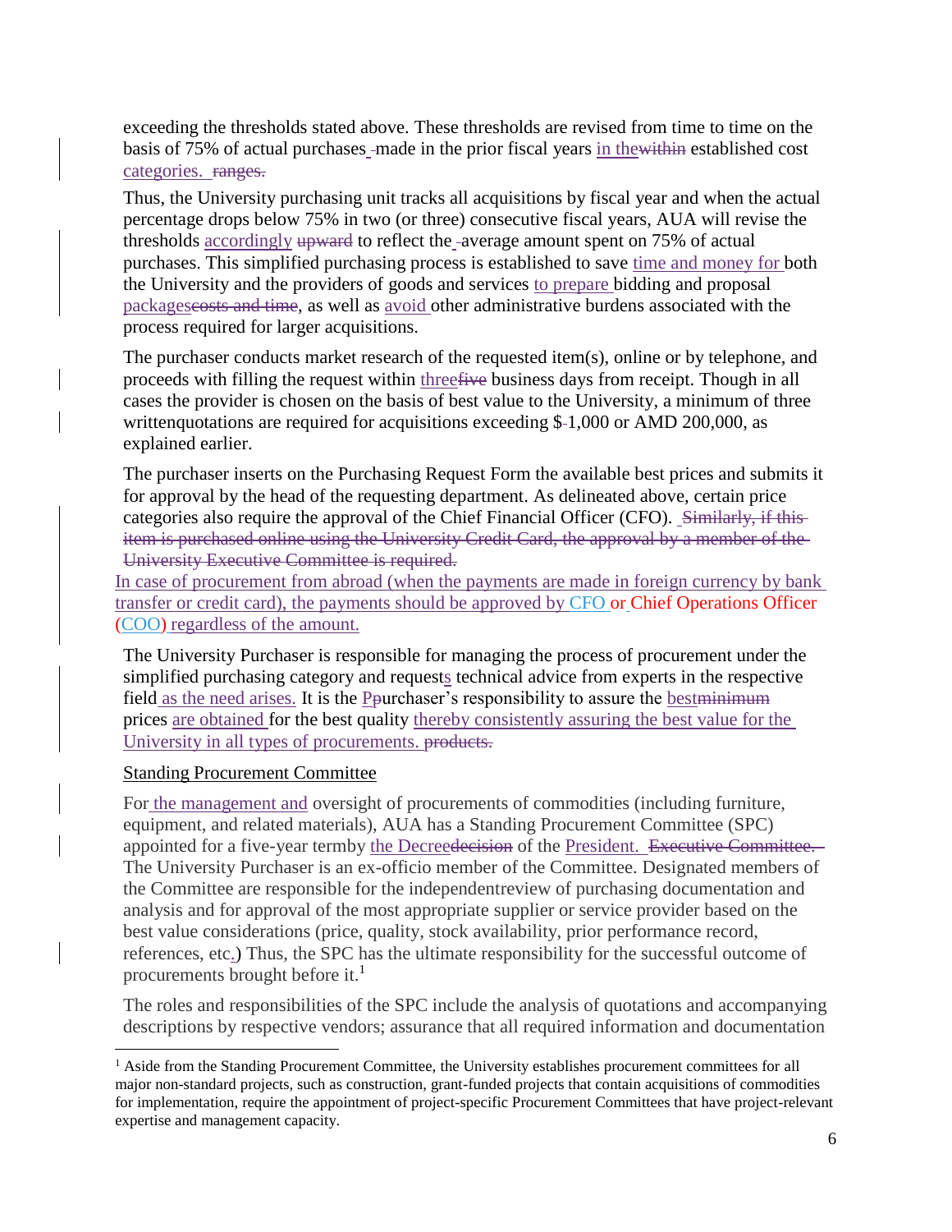exceeding the thresholds stated above. These thresholds are revised from time to time on the basis of 75% of actual purchases made in the prior fiscal years in the~~within~~ established cost categories. ~~ranges.~~

Thus, the University purchasing unit tracks all acquisitions by fiscal year and when the actual percentage drops below 75% in two (or three) consecutive fiscal years, AUA will revise the thresholds accordingly ~~upward~~ to reflect the average amount spent on 75% of actual purchases. This simplified purchasing process is established to save time and money for both the University and the providers of goods and services to prepare bidding and proposal packages~~costs and time~~, as well as avoid other administrative burdens associated with the process required for larger acquisitions.

The purchaser conducts market research of the requested item(s), online or by telephone, and proceeds with filling the request within three~~five~~ business days from receipt. Though in all cases the provider is chosen on the basis of best value to the University, a minimum of three writtenquotations are required for acquisitions exceeding $1,000 or AMD 200,000, as explained earlier.

The purchaser inserts on the Purchasing Request Form the available best prices and submits it for approval by the head of the requesting department. As delineated above, certain price categories also require the approval of the Chief Financial Officer (CFO). ~~Similarly, if this item is purchased online using the University Credit Card, the approval by a member of the University Executive Committee is required.~~

In case of procurement from abroad (when the payments are made in foreign currency by bank transfer or credit card), the payments should be approved by CFO or Chief Operations Officer (COO) regardless of the amount.

The University Purchaser is responsible for managing the process of procurement under the simplified purchasing category and requests technical advice from experts in the respective field as the need arises. It is the P~~p~~urchaser's responsibility to assure the best~~minimum~~ prices are obtained for the best quality thereby consistently assuring the best value for the University in all types of procurements. ~~products.~~

Standing Procurement Committee

For the management and oversight of procurements of commodities (including furniture, equipment, and related materials), AUA has a Standing Procurement Committee (SPC) appointed for a five-year termby the Decree~~decision~~ of the President. ~~Executive Committee.~~ The University Purchaser is an ex-officio member of the Committee. Designated members of the Committee are responsible for the independentreview of purchasing documentation and analysis and for approval of the most appropriate supplier or service provider based on the best value considerations (price, quality, stock availability, prior performance record, references, etc.) Thus, the SPC has the ultimate responsibility for the successful outcome of procurements brought before it.[1]

The roles and responsibilities of the SPC include the analysis of quotations and accompanying descriptions by respective vendors; assurance that all required information and documentation

[1] Aside from the Standing Procurement Committee, the University establishes procurement committees for all major non-standard projects, such as construction, grant-funded projects that contain acquisitions of commodities for implementation, require the appointment of project-specific Procurement Committees that have project-relevant expertise and management capacity.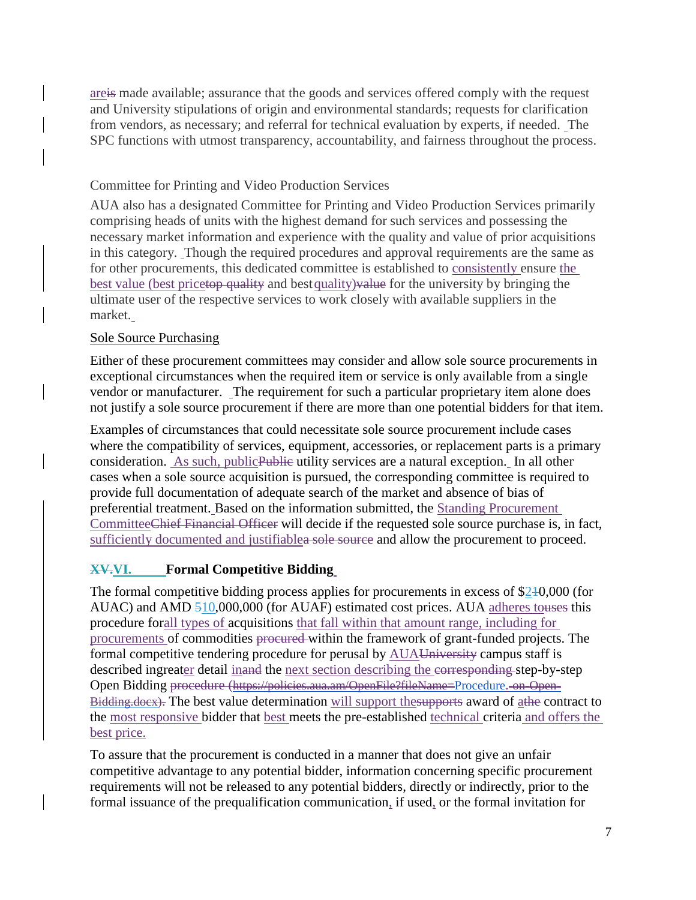are~~is~~ made available; assurance that the goods and services offered comply with the request and University stipulations of origin and environmental standards; requests for clarification from vendors, as necessary; and referral for technical evaluation by experts, if needed. The SPC functions with utmost transparency, accountability, and fairness throughout the process.

### Committee for Printing and Video Production Services

AUA also has a designated Committee for Printing and Video Production Services primarily comprising heads of units with the highest demand for such services and possessing the necessary market information and experience with the quality and value of prior acquisitions in this category. Though the required procedures and approval requirements are the same as for other procurements, this dedicated committee is established to consistently ensure the best value (best price~~top quality~~ and best quality)~~value~~ for the university by bringing the ultimate user of the respective services to work closely with available suppliers in the market.

### Sole Source Purchasing

Either of these procurement committees may consider and allow sole source procurements in exceptional circumstances when the required item or service is only available from a single vendor or manufacturer. The requirement for such a particular proprietary item alone does not justify a sole source procurement if there are more than one potential bidders for that item.

Examples of circumstances that could necessitate sole source procurement include cases where the compatibility of services, equipment, accessories, or replacement parts is a primary consideration. As such, public~~Public~~ utility services are a natural exception. In all other cases when a sole source acquisition is pursued, the corresponding committee is required to provide full documentation of adequate search of the market and absence of bias of preferential treatment. Based on the information submitted, the Standing Procurement Committee~~Chief Financial Officer~~ will decide if the requested sole source purchase is, in fact, sufficiently documented and justifiable~~a sole source~~ and allow the procurement to proceed.

## ~~XV.~~VI. Formal Competitive Bidding

The formal competitive bidding process applies for procurements in excess of $2~~1~~0,000 (for AUAC) and AMD ~~5~~10,000,000 (for AUAF) estimated cost prices. AUA adheres to~~uses~~ this procedure for all types of acquisitions that fall within that amount range, including for procurements of commodities ~~procured~~ within the framework of grant-funded projects. The formal competitive tendering procedure for perusal by AUA~~University~~ campus staff is described in greater detail in~~and~~ the next section describing the ~~corresponding~~ step-by-step Open Bidding ~~procedure (https://policies.aua.am/OpenFile?fileName=~~Procedure.~~-on-Open-Bidding.docx)~~. The best value determination will support the~~supports~~ award of a~~the~~ contract to the most responsive bidder that best meets the pre-established technical criteria and offers the best price.

To assure that the procurement is conducted in a manner that does not give an unfair competitive advantage to any potential bidder, information concerning specific procurement requirements will not be released to any potential bidders, directly or indirectly, prior to the formal issuance of the prequalification communication, if used, or the formal invitation for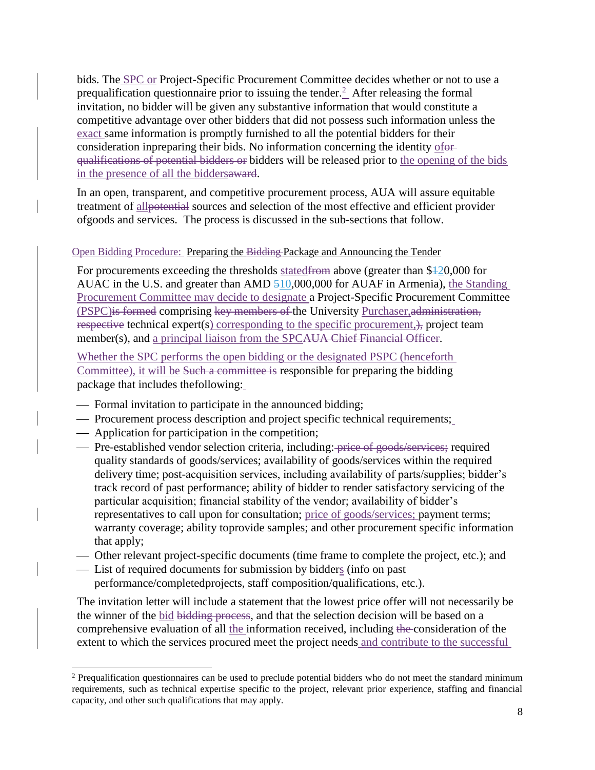bids. The SPC or Project-Specific Procurement Committee decides whether or not to use a prequalification questionnaire prior to issuing the tender.[2] After releasing the formal invitation, no bidder will be given any substantive information that would constitute a competitive advantage over other bidders that did not possess such information unless the exact same information is promptly furnished to all the potential bidders for their consideration inpreparing their bids. No information concerning the identity of~~or qualifications of potential bidders or~~ bidders will be released prior to the opening of the bids in the presence of all the bidders~~award~~.

In an open, transparent, and competitive procurement process, AUA will assure equitable treatment of all~~potential~~ sources and selection of the most effective and efficient provider ofgoods and services. The process is discussed in the sub-sections that follow.

### Open Bidding Procedure: Preparing the ~~Bidding~~ Package and Announcing the Tender

For procurements exceeding the thresholds stated~~from~~ above (greater than $~~1~~20,000 for AUAC in the U.S. and greater than AMD ~~5~~10,000,000 for AUAF in Armenia), the Standing Procurement Committee may decide to designate a Project-Specific Procurement Committee (PSPC)~~is formed~~ comprising ~~key members of~~ the University Purchaser,~~administration, respective~~ technical expert(s) corresponding to the specific procurement,~~),~~ project team member(s), and a principal liaison from the SPC~~AUA Chief Financial Officer~~.

Whether the SPC performs the open bidding or the designated PSPC (henceforth Committee), it will be ~~Such a committee is~~ responsible for preparing the bidding package that includes thefollowing:

- Formal invitation to participate in the announced bidding;
- Procurement process description and project specific technical requirements;
- Application for participation in the competition;
- Pre-established vendor selection criteria, including: ~~price of goods/services;~~ required quality standards of goods/services; availability of goods/services within the required delivery time; post-acquisition services, including availability of parts/supplies; bidder's track record of past performance; ability of bidder to render satisfactory servicing of the particular acquisition; financial stability of the vendor; availability of bidder's representatives to call upon for consultation; price of goods/services; payment terms; warranty coverage; ability toprovide samples; and other procurement specific information that apply;
- Other relevant project-specific documents (time frame to complete the project, etc.); and
- List of required documents for submission by bidders (info on past performance/completedprojects, staff composition/qualifications, etc.).

The invitation letter will include a statement that the lowest price offer will not necessarily be the winner of the bid ~~bidding process~~, and that the selection decision will be based on a comprehensive evaluation of all the information received, including ~~the~~ consideration of the extent to which the services procured meet the project needs and contribute to the successful

[2] Prequalification questionnaires can be used to preclude potential bidders who do not meet the standard minimum requirements, such as technical expertise specific to the project, relevant prior experience, staffing and financial capacity, and other such qualifications that may apply.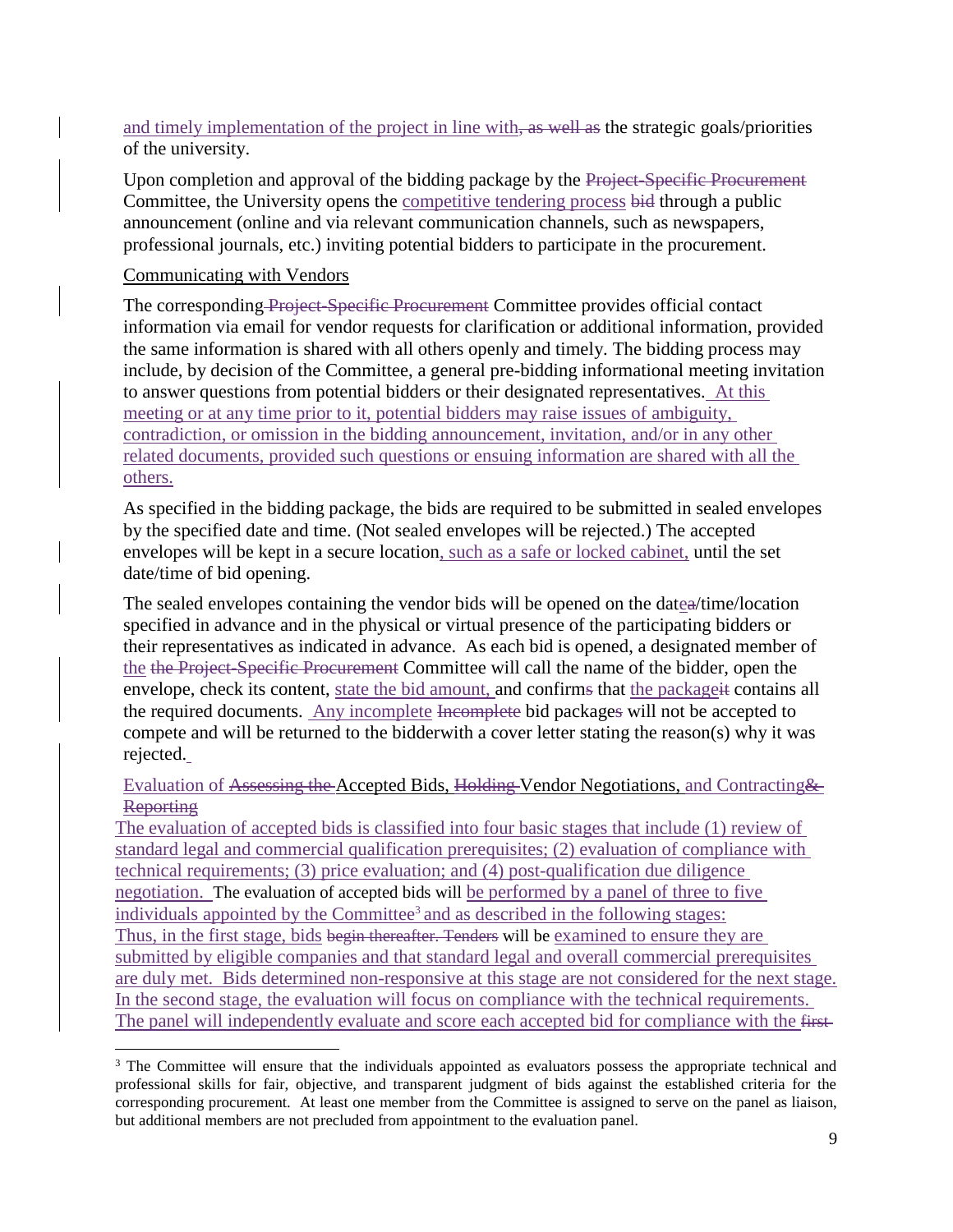and timely implementation of the project in line with, as well as the strategic goals/priorities of the university.

Upon completion and approval of the bidding package by the Project-Specific Procurement Committee, the University opens the competitive tendering process bid through a public announcement (online and via relevant communication channels, such as newspapers, professional journals, etc.) inviting potential bidders to participate in the procurement.

Communicating with Vendors

The corresponding Project-Specific Procurement Committee provides official contact information via email for vendor requests for clarification or additional information, provided the same information is shared with all others openly and timely. The bidding process may include, by decision of the Committee, a general pre-bidding informational meeting invitation to answer questions from potential bidders or their designated representatives. At this meeting or at any time prior to it, potential bidders may raise issues of ambiguity, contradiction, or omission in the bidding announcement, invitation, and/or in any other related documents, provided such questions or ensuing information are shared with all the others.

As specified in the bidding package, the bids are required to be submitted in sealed envelopes by the specified date and time. (Not sealed envelopes will be rejected.) The accepted envelopes will be kept in a secure location, such as a safe or locked cabinet, until the set date/time of bid opening.

The sealed envelopes containing the vendor bids will be opened on the dateа/time/location specified in advance and in the physical or virtual presence of the participating bidders or their representatives as indicated in advance. As each bid is opened, a designated member of the the Project-Specific Procurement Committee will call the name of the bidder, open the envelope, check its content, state the bid amount, and confirms that the packageit contains all the required documents. Any incomplete Incomplete bid packages will not be accepted to compete and will be returned to the bidderwith a cover letter stating the reason(s) why it was rejected.

Evaluation of Assessing the Accepted Bids, Holding Vendor Negotiations, and Contracting& Reporting

The evaluation of accepted bids is classified into four basic stages that include (1) review of standard legal and commercial qualification prerequisites; (2) evaluation of compliance with technical requirements; (3) price evaluation; and (4) post-qualification due diligence negotiation. The evaluation of accepted bids will be performed by a panel of three to five individuals appointed by the Committee[3] and as described in the following stages:
Thus, in the first stage, bids begin thereafter. Tenders will be examined to ensure they are submitted by eligible companies and that standard legal and overall commercial prerequisites are duly met. Bids determined non-responsive at this stage are not considered for the next stage.
In the second stage, the evaluation will focus on compliance with the technical requirements.
The panel will independently evaluate and score each accepted bid for compliance with the first

[3] The Committee will ensure that the individuals appointed as evaluators possess the appropriate technical and professional skills for fair, objective, and transparent judgment of bids against the established criteria for the corresponding procurement. At least one member from the Committee is assigned to serve on the panel as liaison, but additional members are not precluded from appointment to the evaluation panel.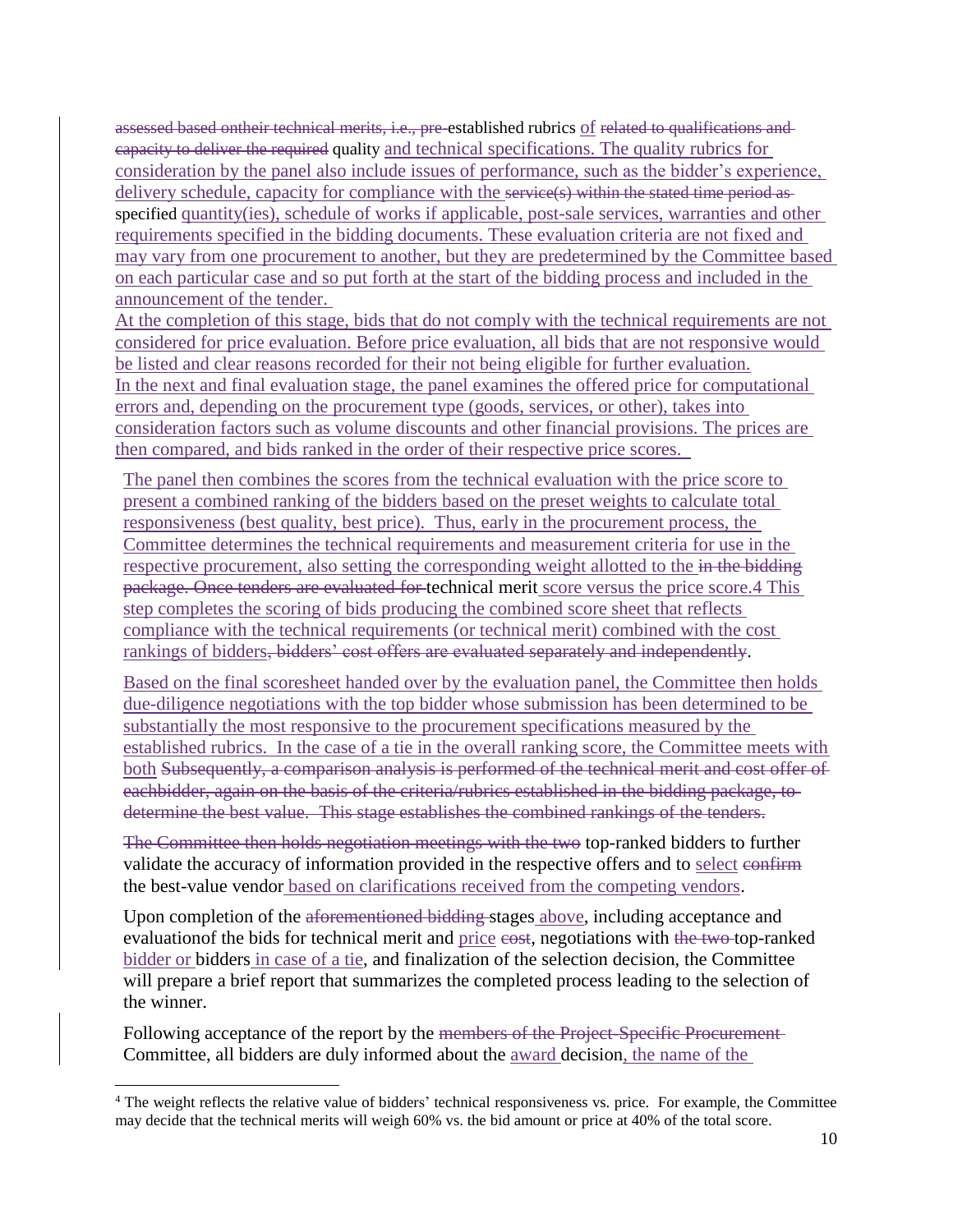~~assessed based ontheir technical merits, i.e., pre-~~established rubrics of ~~related to qualifications and capacity to deliver the required~~ quality and technical specifications. The quality rubrics for consideration by the panel also include issues of performance, such as the bidder's experience, delivery schedule, capacity for compliance with the ~~service(s) within the stated time period as~~ specified quantity(ies), schedule of works if applicable, post-sale services, warranties and other requirements specified in the bidding documents. These evaluation criteria are not fixed and may vary from one procurement to another, but they are predetermined by the Committee based on each particular case and so put forth at the start of the bidding process and included in the announcement of the tender.

At the completion of this stage, bids that do not comply with the technical requirements are not considered for price evaluation. Before price evaluation, all bids that are not responsive would be listed and clear reasons recorded for their not being eligible for further evaluation.

In the next and final evaluation stage, the panel examines the offered price for computational errors and, depending on the procurement type (goods, services, or other), takes into consideration factors such as volume discounts and other financial provisions. The prices are then compared, and bids ranked in the order of their respective price scores.

The panel then combines the scores from the technical evaluation with the price score to present a combined ranking of the bidders based on the preset weights to calculate total responsiveness (best quality, best price). Thus, early in the procurement process, the Committee determines the technical requirements and measurement criteria for use in the respective procurement, also setting the corresponding weight allotted to the ~~in the bidding package. Once tenders are evaluated for~~ technical merit score versus the price score.[4] This step completes the scoring of bids producing the combined score sheet that reflects compliance with the technical requirements (or technical merit) combined with the cost rankings of bidders~~, bidders' cost offers are evaluated separately and independently~~.

Based on the final scoresheet handed over by the evaluation panel, the Committee then holds due-diligence negotiations with the top bidder whose submission has been determined to be substantially the most responsive to the procurement specifications measured by the established rubrics. In the case of a tie in the overall ranking score, the Committee meets with both ~~Subsequently, a comparison analysis is performed of the technical merit and cost offer of eachbidder, again on the basis of the criteria/rubrics established in the bidding package, to determine the best value. This stage establishes the combined rankings of the tenders.~~

~~The Committee then holds negotiation meetings with the two~~ top-ranked bidders to further validate the accuracy of information provided in the respective offers and to select ~~confirm~~ the best-value vendor based on clarifications received from the competing vendors.

Upon completion of the ~~aforementioned bidding~~ stages above, including acceptance and evaluationof the bids for technical merit and price ~~cost~~, negotiations with ~~the two~~ top-ranked bidder or bidders in case of a tie, and finalization of the selection decision, the Committee will prepare a brief report that summarizes the completed process leading to the selection of the winner.

Following acceptance of the report by the ~~members of the Project-Specific Procurement~~ Committee, all bidders are duly informed about the award decision, the name of the

[4] The weight reflects the relative value of bidders' technical responsiveness vs. price. For example, the Committee may decide that the technical merits will weigh 60% vs. the bid amount or price at 40% of the total score.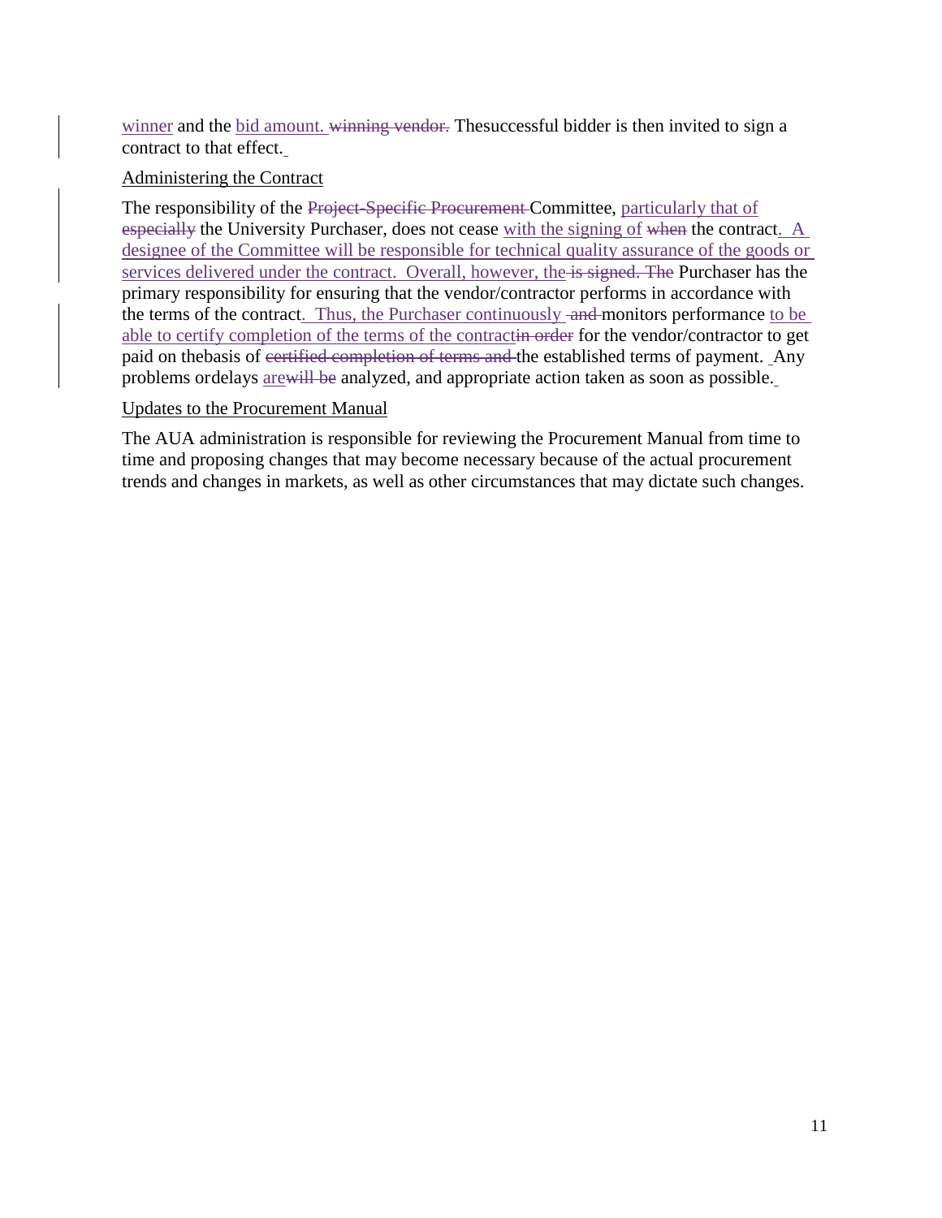winner and the bid amount. ~~winning vendor.~~ Thesuccessful bidder is then invited to sign a contract to that effect.

### Administering the Contract

The responsibility of the ~~Project-Specific Procurement~~ Committee, particularly that of ~~especially~~ the University Purchaser, does not cease with the signing of ~~when~~ the contract. A designee of the Committee will be responsible for technical quality assurance of the goods or services delivered under the contract. Overall, however, the ~~is signed. The~~ Purchaser has the primary responsibility for ensuring that the vendor/contractor performs in accordance with the terms of the contract. Thus, the Purchaser continuously ~~and~~ monitors performance to be able to certify completion of the terms of the contract~~in order~~ for the vendor/contractor to get paid on thebasis of ~~certified completion of terms and~~ the established terms of payment. Any problems ordelays are~~will be~~ analyzed, and appropriate action taken as soon as possible.

### Updates to the Procurement Manual

The AUA administration is responsible for reviewing the Procurement Manual from time to time and proposing changes that may become necessary because of the actual procurement trends and changes in markets, as well as other circumstances that may dictate such changes.